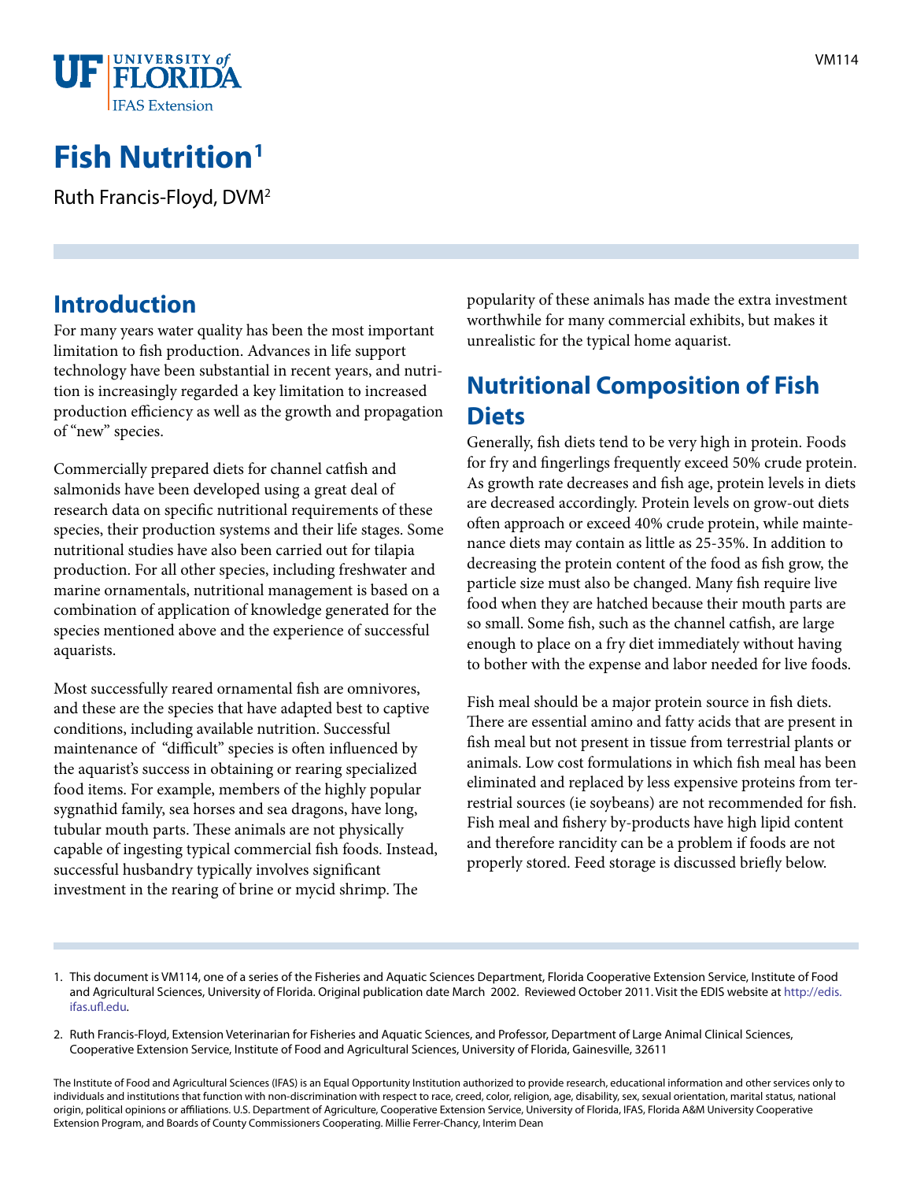# Fish Nutrition[1]

Ruth Francis-Floyd, DVM[2]

## Introduction

For many years water quality has been the most important limitation to fish production. Advances in life support technology have been substantial in recent years, and nutrition is increasingly regarded a key limitation to increased production efficiency as well as the growth and propagation of "new" species.

Commercially prepared diets for channel catfish and salmonids have been developed using a great deal of research data on specific nutritional requirements of these species, their production systems and their life stages. Some nutritional studies have also been carried out for tilapia production. For all other species, including freshwater and marine ornamentals, nutritional management is based on a combination of application of knowledge generated for the species mentioned above and the experience of successful aquarists.

Most successfully reared ornamental fish are omnivores, and these are the species that have adapted best to captive conditions, including available nutrition. Successful maintenance of "difficult" species is often influenced by the aquarist's success in obtaining or rearing specialized food items. For example, members of the highly popular sygnathid family, sea horses and sea dragons, have long, tubular mouth parts. These animals are not physically capable of ingesting typical commercial fish foods. Instead, successful husbandry typically involves significant investment in the rearing of brine or mycid shrimp. The popularity of these animals has made the extra investment worthwhile for many commercial exhibits, but makes it unrealistic for the typical home aquarist.

## Nutritional Composition of Fish Diets

Generally, fish diets tend to be very high in protein. Foods for fry and fingerlings frequently exceed 50% crude protein. As growth rate decreases and fish age, protein levels in diets are decreased accordingly. Protein levels on grow-out diets often approach or exceed 40% crude protein, while maintenance diets may contain as little as 25-35%. In addition to decreasing the protein content of the food as fish grow, the particle size must also be changed. Many fish require live food when they are hatched because their mouth parts are so small. Some fish, such as the channel catfish, are large enough to place on a fry diet immediately without having to bother with the expense and labor needed for live foods.

Fish meal should be a major protein source in fish diets. There are essential amino and fatty acids that are present in fish meal but not present in tissue from terrestrial plants or animals. Low cost formulations in which fish meal has been eliminated and replaced by less expensive proteins from terrestrial sources (ie soybeans) are not recommended for fish. Fish meal and fishery by-products have high lipid content and therefore rancidity can be a problem if foods are not properly stored. Feed storage is discussed briefly below.

1. This document is VM114, one of a series of the Fisheries and Aquatic Sciences Department, Florida Cooperative Extension Service, Institute of Food and Agricultural Sciences, University of Florida. Original publication date March 2002. Reviewed October 2011. Visit the EDIS website at http://edis.ifas.ufl.edu.

2. Ruth Francis-Floyd, Extension Veterinarian for Fisheries and Aquatic Sciences, and Professor, Department of Large Animal Clinical Sciences, Cooperative Extension Service, Institute of Food and Agricultural Sciences, University of Florida, Gainesville, 32611

The Institute of Food and Agricultural Sciences (IFAS) is an Equal Opportunity Institution authorized to provide research, educational information and other services only to individuals and institutions that function with non-discrimination with respect to race, creed, color, religion, age, disability, sex, sexual orientation, marital status, national origin, political opinions or affiliations. U.S. Department of Agriculture, Cooperative Extension Service, University of Florida, IFAS, Florida A&M University Cooperative Extension Program, and Boards of County Commissioners Cooperating. Millie Ferrer-Chancy, Interim Dean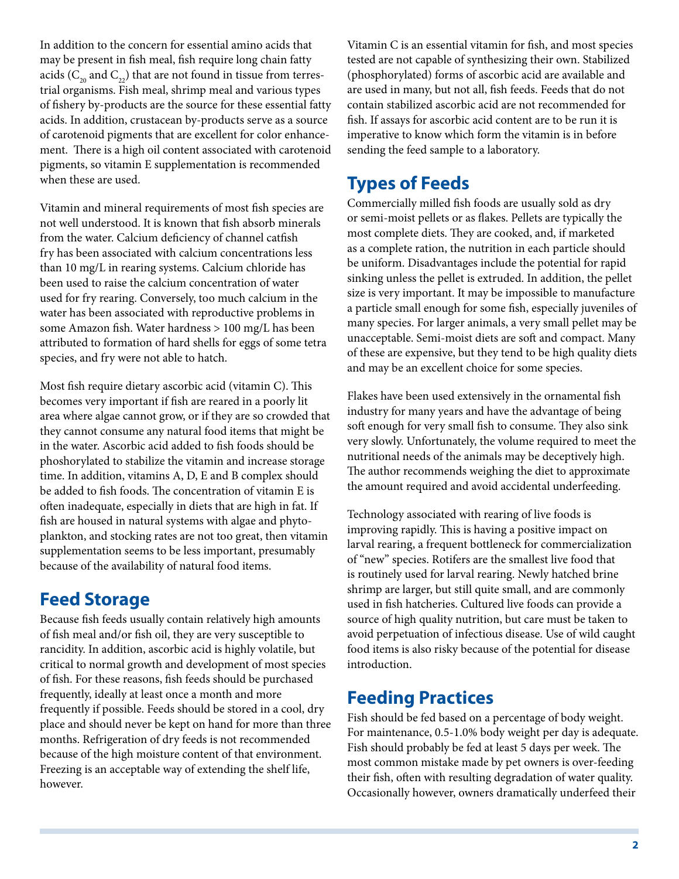In addition to the concern for essential amino acids that may be present in fish meal, fish require long chain fatty acids ($C_{20}$ and $C_{22}$) that are not found in tissue from terrestrial organisms. Fish meal, shrimp meal and various types of fishery by-products are the source for these essential fatty acids. In addition, crustacean by-products serve as a source of carotenoid pigments that are excellent for color enhancement. There is a high oil content associated with carotenoid pigments, so vitamin E supplementation is recommended when these are used.

Vitamin and mineral requirements of most fish species are not well understood. It is known that fish absorb minerals from the water. Calcium deficiency of channel catfish fry has been associated with calcium concentrations less than 10 mg/L in rearing systems. Calcium chloride has been used to raise the calcium concentration of water used for fry rearing. Conversely, too much calcium in the water has been associated with reproductive problems in some Amazon fish. Water hardness > 100 mg/L has been attributed to formation of hard shells for eggs of some tetra species, and fry were not able to hatch.

Most fish require dietary ascorbic acid (vitamin C). This becomes very important if fish are reared in a poorly lit area where algae cannot grow, or if they are so crowded that they cannot consume any natural food items that might be in the water. Ascorbic acid added to fish foods should be phoshorylated to stabilize the vitamin and increase storage time. In addition, vitamins A, D, E and B complex should be added to fish foods. The concentration of vitamin E is often inadequate, especially in diets that are high in fat. If fish are housed in natural systems with algae and phytoplankton, and stocking rates are not too great, then vitamin supplementation seems to be less important, presumably because of the availability of natural food items.

## Feed Storage

Because fish feeds usually contain relatively high amounts of fish meal and/or fish oil, they are very susceptible to rancidity. In addition, ascorbic acid is highly volatile, but critical to normal growth and development of most species of fish. For these reasons, fish feeds should be purchased frequently, ideally at least once a month and more frequently if possible. Feeds should be stored in a cool, dry place and should never be kept on hand for more than three months. Refrigeration of dry feeds is not recommended because of the high moisture content of that environment. Freezing is an acceptable way of extending the shelf life, however.

Vitamin C is an essential vitamin for fish, and most species tested are not capable of synthesizing their own. Stabilized (phosphorylated) forms of ascorbic acid are available and are used in many, but not all, fish feeds. Feeds that do not contain stabilized ascorbic acid are not recommended for fish. If assays for ascorbic acid content are to be run it is imperative to know which form the vitamin is in before sending the feed sample to a laboratory.

## Types of Feeds

Commercially milled fish foods are usually sold as dry or semi-moist pellets or as flakes. Pellets are typically the most complete diets. They are cooked, and, if marketed as a complete ration, the nutrition in each particle should be uniform. Disadvantages include the potential for rapid sinking unless the pellet is extruded. In addition, the pellet size is very important. It may be impossible to manufacture a particle small enough for some fish, especially juveniles of many species. For larger animals, a very small pellet may be unacceptable. Semi-moist diets are soft and compact. Many of these are expensive, but they tend to be high quality diets and may be an excellent choice for some species.

Flakes have been used extensively in the ornamental fish industry for many years and have the advantage of being soft enough for very small fish to consume. They also sink very slowly. Unfortunately, the volume required to meet the nutritional needs of the animals may be deceptively high. The author recommends weighing the diet to approximate the amount required and avoid accidental underfeeding.

Technology associated with rearing of live foods is improving rapidly. This is having a positive impact on larval rearing, a frequent bottleneck for commercialization of "new" species. Rotifers are the smallest live food that is routinely used for larval rearing. Newly hatched brine shrimp are larger, but still quite small, and are commonly used in fish hatcheries. Cultured live foods can provide a source of high quality nutrition, but care must be taken to avoid perpetuation of infectious disease. Use of wild caught food items is also risky because of the potential for disease introduction.

## Feeding Practices

Fish should be fed based on a percentage of body weight. For maintenance, 0.5-1.0% body weight per day is adequate. Fish should probably be fed at least 5 days per week. The most common mistake made by pet owners is over-feeding their fish, often with resulting degradation of water quality. Occasionally however, owners dramatically underfeed their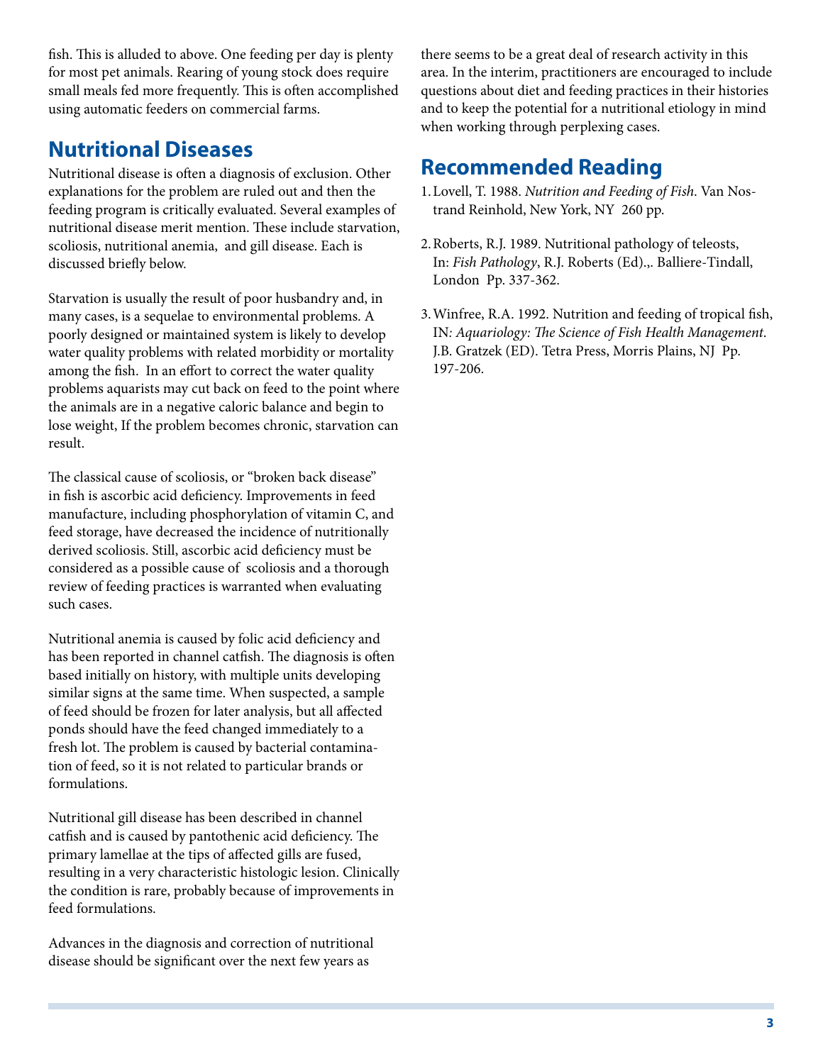fish. This is alluded to above. One feeding per day is plenty for most pet animals. Rearing of young stock does require small meals fed more frequently. This is often accomplished using automatic feeders on commercial farms.

## Nutritional Diseases

Nutritional disease is often a diagnosis of exclusion. Other explanations for the problem are ruled out and then the feeding program is critically evaluated. Several examples of nutritional disease merit mention. These include starvation, scoliosis, nutritional anemia, and gill disease. Each is discussed briefly below.

Starvation is usually the result of poor husbandry and, in many cases, is a sequelae to environmental problems. A poorly designed or maintained system is likely to develop water quality problems with related morbidity or mortality among the fish. In an effort to correct the water quality problems aquarists may cut back on feed to the point where the animals are in a negative caloric balance and begin to lose weight, If the problem becomes chronic, starvation can result.

The classical cause of scoliosis, or "broken back disease" in fish is ascorbic acid deficiency. Improvements in feed manufacture, including phosphorylation of vitamin C, and feed storage, have decreased the incidence of nutritionally derived scoliosis. Still, ascorbic acid deficiency must be considered as a possible cause of scoliosis and a thorough review of feeding practices is warranted when evaluating such cases.

Nutritional anemia is caused by folic acid deficiency and has been reported in channel catfish. The diagnosis is often based initially on history, with multiple units developing similar signs at the same time. When suspected, a sample of feed should be frozen for later analysis, but all affected ponds should have the feed changed immediately to a fresh lot. The problem is caused by bacterial contamination of feed, so it is not related to particular brands or formulations.

Nutritional gill disease has been described in channel catfish and is caused by pantothenic acid deficiency. The primary lamellae at the tips of affected gills are fused, resulting in a very characteristic histologic lesion. Clinically the condition is rare, probably because of improvements in feed formulations.

Advances in the diagnosis and correction of nutritional disease should be significant over the next few years as there seems to be a great deal of research activity in this area. In the interim, practitioners are encouraged to include questions about diet and feeding practices in their histories and to keep the potential for a nutritional etiology in mind when working through perplexing cases.

## Recommended Reading

1. Lovell, T. 1988. *Nutrition and Feeding of Fish*. Van Nostrand Reinhold, New York, NY 260 pp.
2. Roberts, R.J. 1989. Nutritional pathology of teleosts, In: *Fish Pathology*, R.J. Roberts (Ed).,. Balliere-Tindall, London Pp. 337-362.
3. Winfree, R.A. 1992. Nutrition and feeding of tropical fish, IN: *Aquariology: The Science of Fish Health Management*. J.B. Gratzek (ED). Tetra Press, Morris Plains, NJ Pp. 197-206.